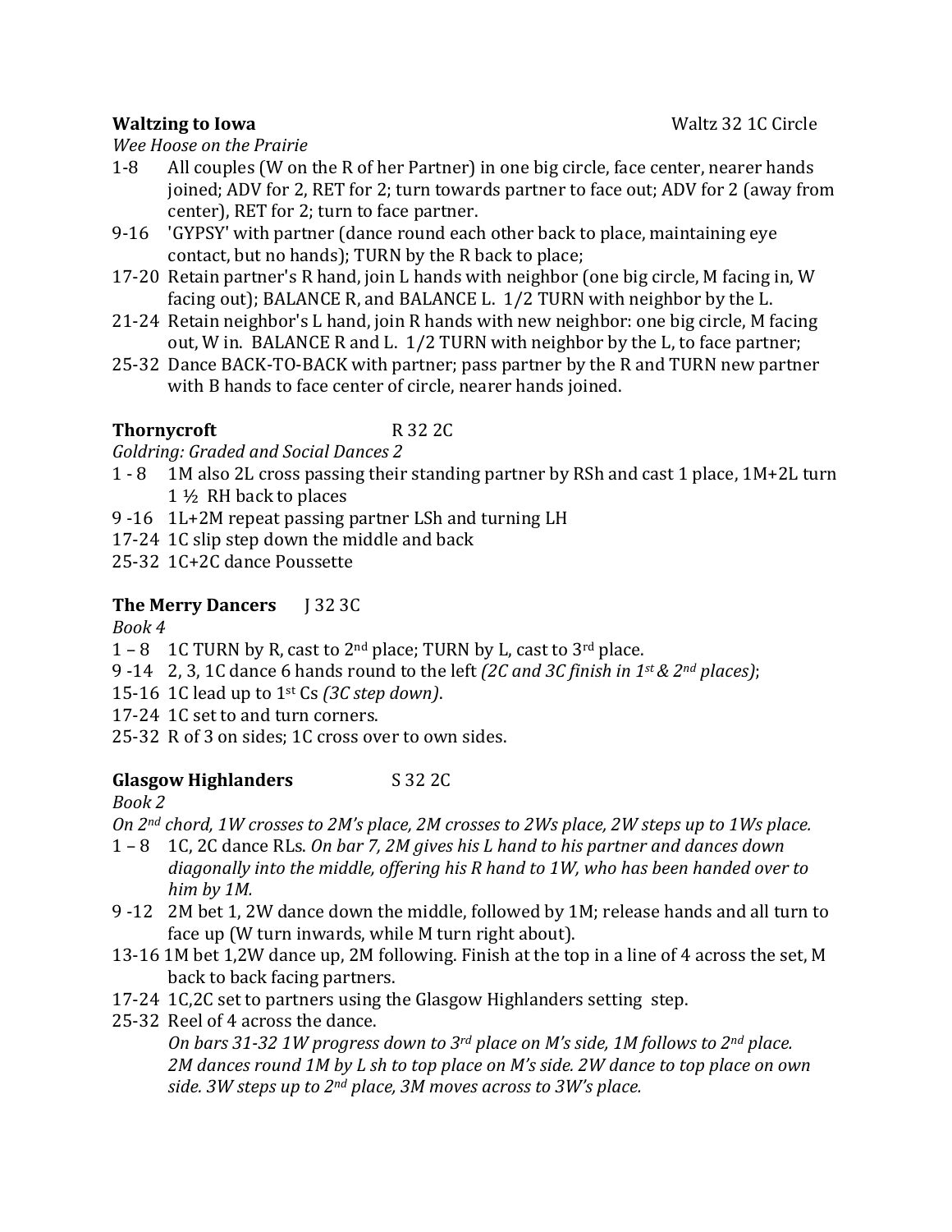**Waltzing to Iowa** Waltz 32 1C Circle

*Wee Hoose on the Prairie*

1-8 All couples (W on the R of her Partner) in one big circle, face center, nearer hands joined; ADV for 2, RET for 2; turn towards partner to face out; ADV for 2 (away from center), RET for 2; turn to face partner.

9-16 'GYPSY' with partner (dance round each other back to place, maintaining eye contact, but no hands); TURN by the R back to place;

17-20 Retain partner's R hand, join L hands with neighbor (one big circle, M facing in, W facing out); BALANCE R, and BALANCE L. 1/2 TURN with neighbor by the L.

21-24 Retain neighbor's L hand, join R hands with new neighbor: one big circle, M facing out, W in. BALANCE R and L. 1/2 TURN with neighbor by the L, to face partner;

25-32 Dance BACK-TO-BACK with partner; pass partner by the R and TURN new partner with B hands to face center of circle, nearer hands joined.

**Thornycroft** R 32 2C

*Goldring: Graded and Social Dances 2*

1 - 8 1M also 2L cross passing their standing partner by RSh and cast 1 place, 1M+2L turn 1 ½ RH back to places

9 -16 1L+2M repeat passing partner LSh and turning LH

17-24 1C slip step down the middle and back

25-32 1C+2C dance Poussette

**The Merry Dancers** J 32 3C

*Book 4*

1 – 8 1C TURN by R, cast to 2nd place; TURN by L, cast to 3rd place.

9 -14 2, 3, 1C dance 6 hands round to the left *(2C and 3C finish in 1st & 2nd places)*;

15-16 1C lead up to 1st Cs *(3C step down)*.

17-24 1C set to and turn corners.

25-32 R of 3 on sides; 1C cross over to own sides.

**Glasgow Highlanders** S 32 2C

*Book 2*

*On 2nd chord, 1W crosses to 2M's place, 2M crosses to 2Ws place, 2W steps up to 1Ws place.*

1 – 8 1C, 2C dance RLs. *On bar 7, 2M gives his L hand to his partner and dances down diagonally into the middle, offering his R hand to 1W, who has been handed over to him by 1M.*

9 -12 2M bet 1, 2W dance down the middle, followed by 1M; release hands and all turn to face up (W turn inwards, while M turn right about).

13-16 1M bet 1,2W dance up, 2M following. Finish at the top in a line of 4 across the set, M back to back facing partners.

17-24 1C,2C set to partners using the Glasgow Highlanders setting step.

25-32 Reel of 4 across the dance.
*On bars 31-32 1W progress down to 3rd place on M's side, 1M follows to 2nd place. 2M dances round 1M by L sh to top place on M's side. 2W dance to top place on own side. 3W steps up to 2nd place, 3M moves across to 3W's place.*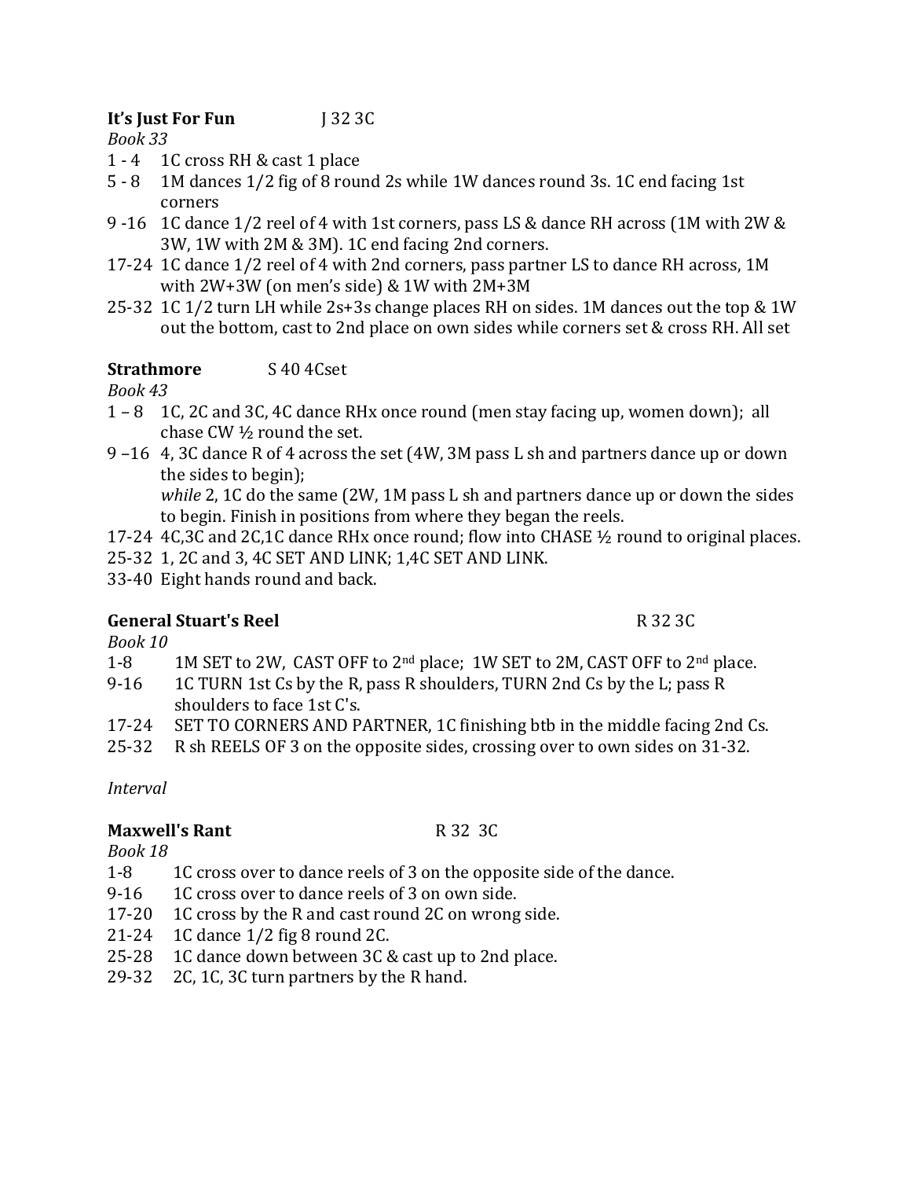**It's Just For Fun** J 32 3C

*Book 33*

1 - 4 1C cross RH & cast 1 place

5 - 8 1M dances 1/2 fig of 8 round 2s while 1W dances round 3s. 1C end facing 1st corners

9 -16 1C dance 1/2 reel of 4 with 1st corners, pass LS & dance RH across (1M with 2W & 3W, 1W with 2M & 3M). 1C end facing 2nd corners.

17-24 1C dance 1/2 reel of 4 with 2nd corners, pass partner LS to dance RH across, 1M with 2W+3W (on men's side) & 1W with 2M+3M

25-32 1C 1/2 turn LH while 2s+3s change places RH on sides. 1M dances out the top & 1W out the bottom, cast to 2nd place on own sides while corners set & cross RH. All set

**Strathmore** S 40 4Cset

*Book 43*

1 – 8 1C, 2C and 3C, 4C dance RHx once round (men stay facing up, women down); all chase CW ½ round the set.

9 –16 4, 3C dance R of 4 across the set (4W, 3M pass L sh and partners dance up or down the sides to begin);
*while* 2, 1C do the same (2W, 1M pass L sh and partners dance up or down the sides to begin. Finish in positions from where they began the reels.

17-24 4C,3C and 2C,1C dance RHx once round; flow into CHASE ½ round to original places.

25-32 1, 2C and 3, 4C SET AND LINK; 1,4C SET AND LINK.

33-40 Eight hands round and back.

**General Stuart's Reel** R 32 3C

*Book 10*

1-8 1M SET to 2W, CAST OFF to 2nd place; 1W SET to 2M, CAST OFF to 2nd place.

9-16 1C TURN 1st Cs by the R, pass R shoulders, TURN 2nd Cs by the L; pass R shoulders to face 1st C's.

17-24 SET TO CORNERS AND PARTNER, 1C finishing btb in the middle facing 2nd Cs.

25-32 R sh REELS OF 3 on the opposite sides, crossing over to own sides on 31-32.

*Interval*

**Maxwell's Rant** R 32 3C

*Book 18*

1-8 1C cross over to dance reels of 3 on the opposite side of the dance.

9-16 1C cross over to dance reels of 3 on own side.

17-20 1C cross by the R and cast round 2C on wrong side.

21-24 1C dance 1/2 fig 8 round 2C.

25-28 1C dance down between 3C & cast up to 2nd place.

29-32 2C, 1C, 3C turn partners by the R hand.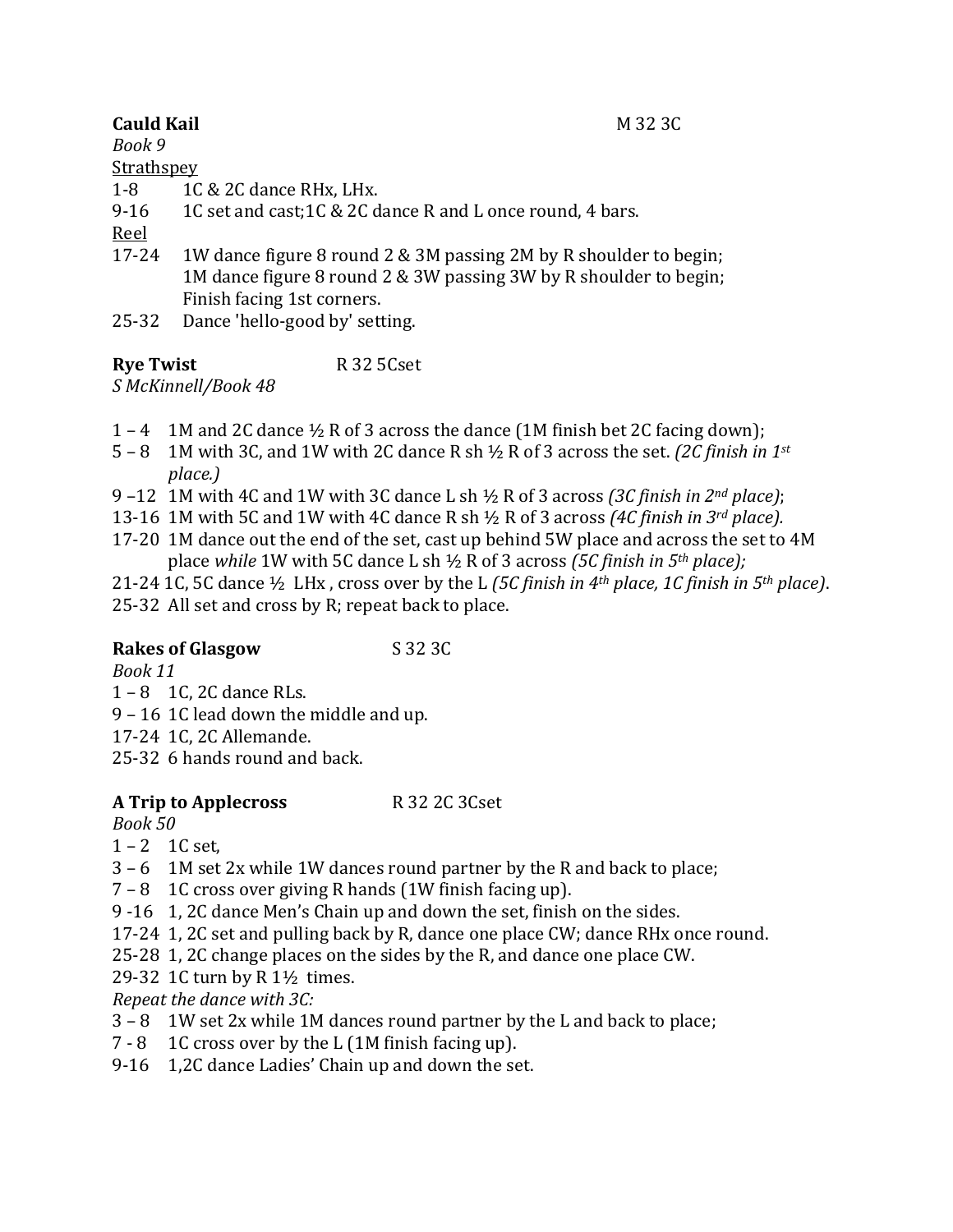**Cauld Kail** M 32 3C

*Book 9*

Strathspey

1-8 1C & 2C dance RHx, LHx.

9-16 1C set and cast;1C & 2C dance R and L once round, 4 bars.

Reel

17-24 1W dance figure 8 round 2 & 3M passing 2M by R shoulder to begin;
1M dance figure 8 round 2 & 3W passing 3W by R shoulder to begin;
Finish facing 1st corners.

25-32 Dance 'hello-good by' setting.

**Rye Twist** R 32 5Cset

*S McKinnell/Book 48*

1 – 4 1M and 2C dance ½ R of 3 across the dance (1M finish bet 2C facing down);

5 – 8 1M with 3C, and 1W with 2C dance R sh ½ R of 3 across the set. *(2C finish in 1st place.)*

9 –12 1M with 4C and 1W with 3C dance L sh ½ R of 3 across *(3C finish in 2nd place)*;

13-16 1M with 5C and 1W with 4C dance R sh ½ R of 3 across *(4C finish in 3rd place).*

17-20 1M dance out the end of the set, cast up behind 5W place and across the set to 4M place *while* 1W with 5C dance L sh ½ R of 3 across *(5C finish in 5th place);*

21-24 1C, 5C dance ½ LHx , cross over by the L *(5C finish in 4th place, 1C finish in 5th place)*.

25-32 All set and cross by R; repeat back to place.

**Rakes of Glasgow** S 32 3C

*Book 11*

1 – 8 1C, 2C dance RLs.

9 – 16 1C lead down the middle and up.

17-24 1C, 2C Allemande.

25-32 6 hands round and back.

**A Trip to Applecross** R 32 2C 3Cset

*Book 50*

1 – 2 1C set,

3 – 6 1M set 2x while 1W dances round partner by the R and back to place;

7 – 8 1C cross over giving R hands (1W finish facing up).

9 -16 1, 2C dance Men's Chain up and down the set, finish on the sides.

17-24 1, 2C set and pulling back by R, dance one place CW; dance RHx once round.

25-28 1, 2C change places on the sides by the R, and dance one place CW.

29-32 1C turn by R 1½ times.

*Repeat the dance with 3C:*

3 – 8 1W set 2x while 1M dances round partner by the L and back to place;

7 - 8 1C cross over by the L (1M finish facing up).

9-16 1,2C dance Ladies' Chain up and down the set.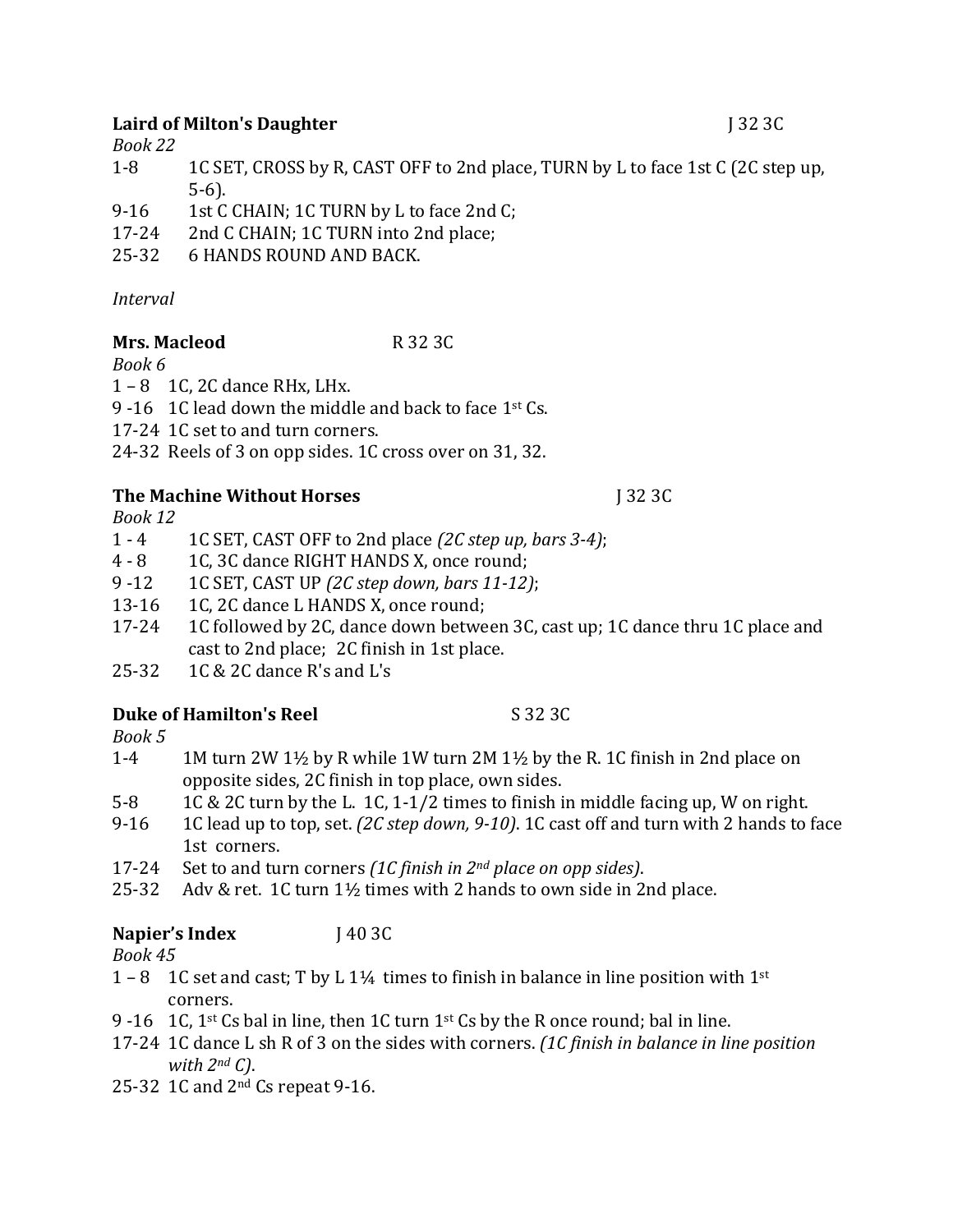**Laird of Milton's Daughter** J 32 3C

*Book 22*

1-8 1C SET, CROSS by R, CAST OFF to 2nd place, TURN by L to face 1st C (2C step up, 5-6).

9-16 1st C CHAIN; 1C TURN by L to face 2nd C;

17-24 2nd C CHAIN; 1C TURN into 2nd place;

25-32 6 HANDS ROUND AND BACK.

*Interval*

**Mrs. Macleod** R 32 3C

*Book 6*

1 – 8 1C, 2C dance RHx, LHx.

9 -16 1C lead down the middle and back to face 1st Cs.

17-24 1C set to and turn corners.

24-32 Reels of 3 on opp sides. 1C cross over on 31, 32.

**The Machine Without Horses** J 32 3C

*Book 12*

1 - 4 1C SET, CAST OFF to 2nd place *(2C step up, bars 3-4)*;

4 - 8 1C, 3C dance RIGHT HANDS X, once round;

9 -12 1C SET, CAST UP *(2C step down, bars 11-12)*;

13-16 1C, 2C dance L HANDS X, once round;

17-24 1C followed by 2C, dance down between 3C, cast up; 1C dance thru 1C place and cast to 2nd place; 2C finish in 1st place.

25-32 1C & 2C dance R's and L's

**Duke of Hamilton's Reel** S 32 3C

*Book 5*

1-4 1M turn 2W 1½ by R while 1W turn 2M 1½ by the R. 1C finish in 2nd place on opposite sides, 2C finish in top place, own sides.

5-8 1C & 2C turn by the L. 1C, 1-1/2 times to finish in middle facing up, W on right.

9-16 1C lead up to top, set. *(2C step down, 9-10)*. 1C cast off and turn with 2 hands to face 1st corners.

17-24 Set to and turn corners *(1C finish in 2nd place on opp sides)*.

25-32 Adv & ret. 1C turn 1½ times with 2 hands to own side in 2nd place.

**Napier's Index** J 40 3C

*Book 45*

1 – 8 1C set and cast; T by L 1¼ times to finish in balance in line position with 1st corners.

9 -16 1C, 1st Cs bal in line, then 1C turn 1st Cs by the R once round; bal in line.

17-24 1C dance L sh R of 3 on the sides with corners. *(1C finish in balance in line position with 2nd C)*.

25-32 1C and 2nd Cs repeat 9-16.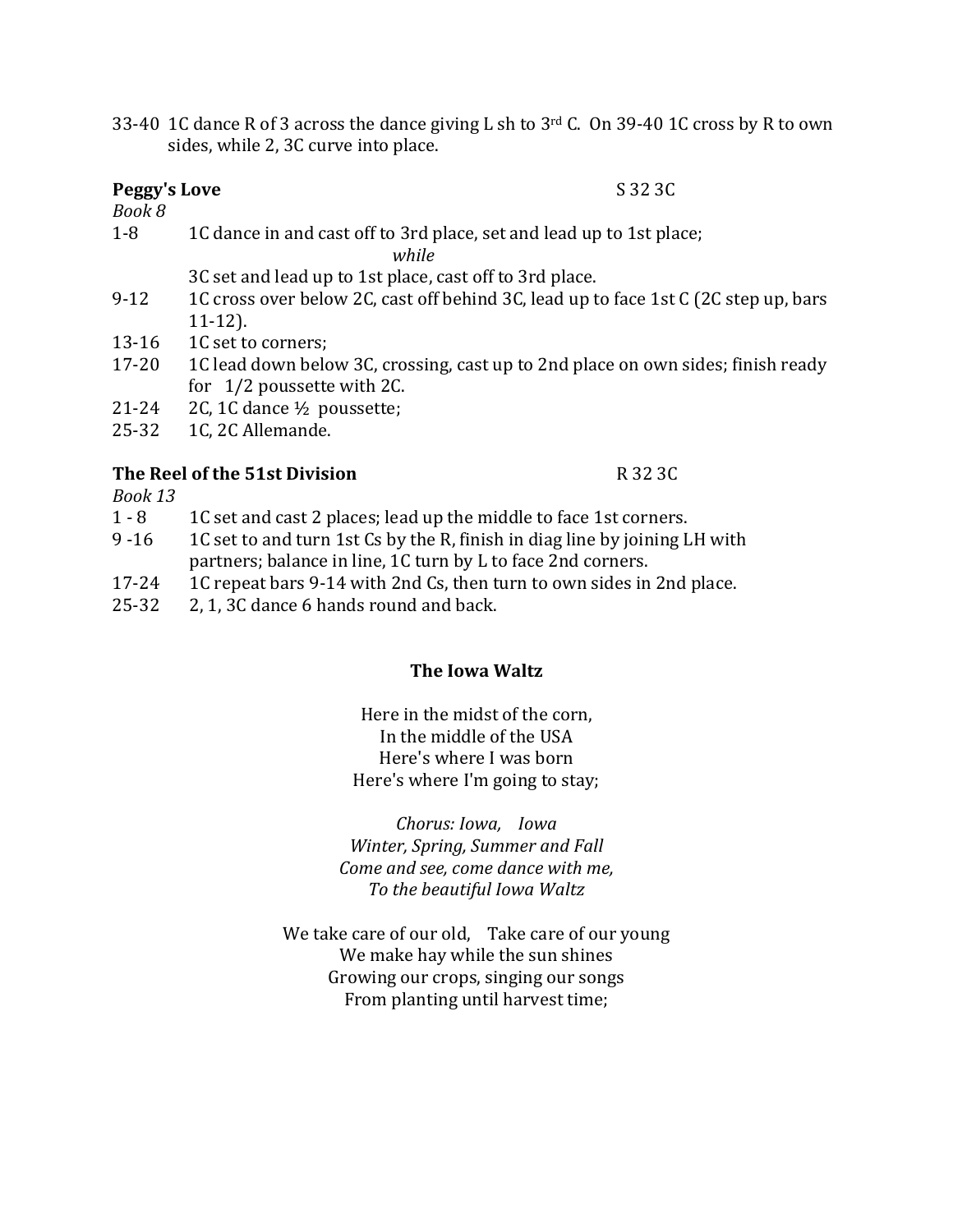33-40 1C dance R of 3 across the dance giving L sh to 3rd C. On 39-40 1C cross by R to own sides, while 2, 3C curve into place.

**Peggy's Love** S 32 3C

*Book 8*

1-8 1C dance in and cast off to 3rd place, set and lead up to 1st place;

*while*

3C set and lead up to 1st place, cast off to 3rd place.

9-12 1C cross over below 2C, cast off behind 3C, lead up to face 1st C (2C step up, bars 11-12).

13-16 1C set to corners;

17-20 1C lead down below 3C, crossing, cast up to 2nd place on own sides; finish ready for 1/2 poussette with 2C.

21-24 2C, 1C dance ½ poussette;

25-32 1C, 2C Allemande.

**The Reel of the 51st Division** R 32 3C

*Book 13*

1 - 8 1C set and cast 2 places; lead up the middle to face 1st corners.

9 -16 1C set to and turn 1st Cs by the R, finish in diag line by joining LH with partners; balance in line, 1C turn by L to face 2nd corners.

17-24 1C repeat bars 9-14 with 2nd Cs, then turn to own sides in 2nd place.

25-32 2, 1, 3C dance 6 hands round and back.

**The Iowa Waltz**

Here in the midst of the corn,
In the middle of the USA
Here's where I was born
Here's where I'm going to stay;

*Chorus: Iowa, Iowa*
*Winter, Spring, Summer and Fall*
*Come and see, come dance with me,*
*To the beautiful Iowa Waltz*

We take care of our old, Take care of our young
We make hay while the sun shines
Growing our crops, singing our songs
From planting until harvest time;